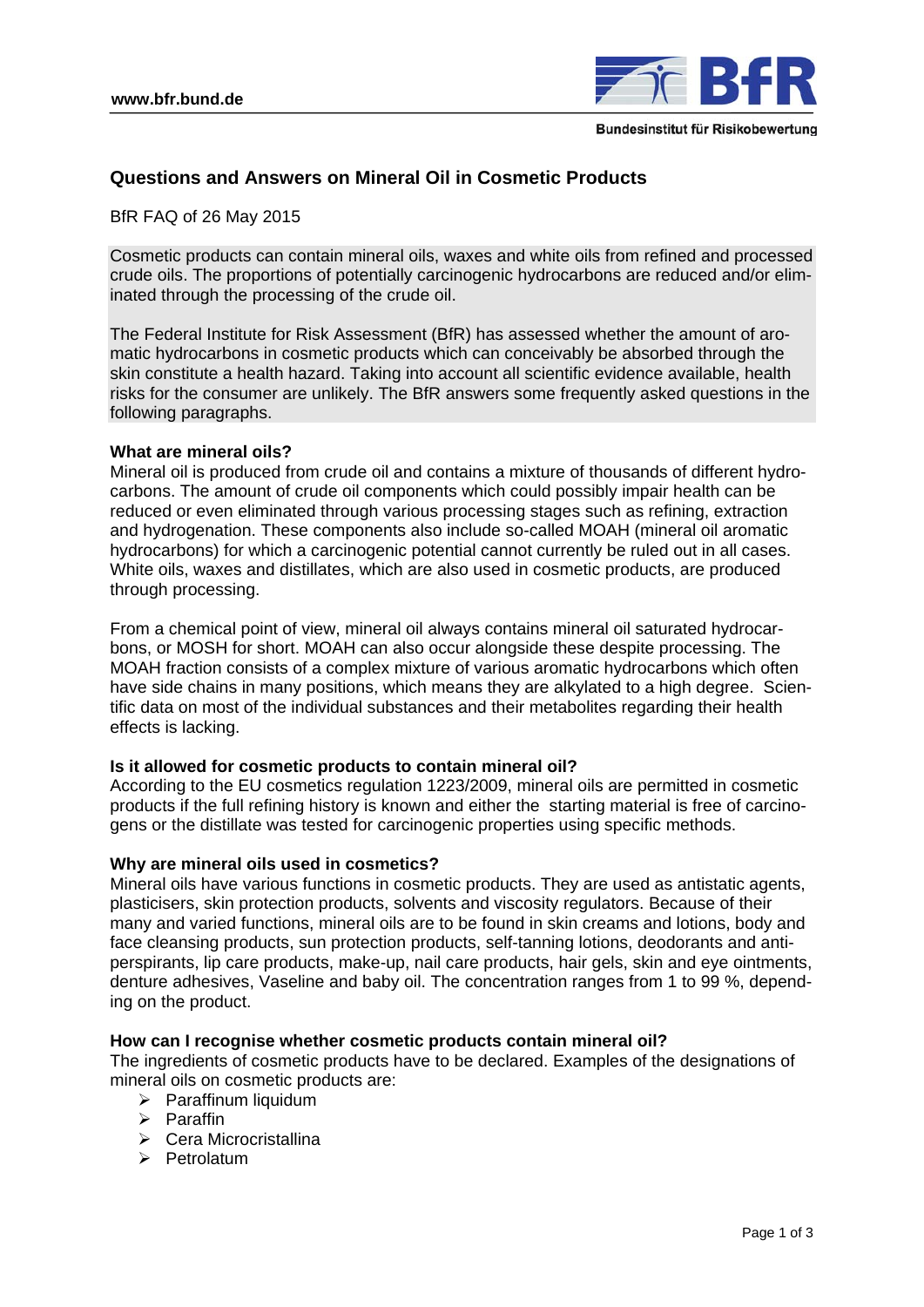# Questions and Answers on Mineral Oil in Cosmetic Products

BfR FAQ of 26 May 2015

Cosmetic products can contain mineral oils, waxes and white oils from refined and processed crude oils. The proportions of potentially carcinogenic hydrocarbons are reduced and/or eliminated through the processing of the crude oil.

The Federal Institute for Risk Assessment (BfR) has assessed whether the amount of aromatic hydrocarbons in cosmetic products which can conceivably be absorbed through the skin constitute a health hazard. Taking into account all scientific evidence available, health risks for the consumer are unlikely. The BfR answers some frequently asked questions in the following paragraphs.

## What are mineral oils?

Mineral oil is produced from crude oil and contains a mixture of thousands of different hydrocarbons. The amount of crude oil components which could possibly impair health can be reduced or even eliminated through various processing stages such as refining, extraction and hydrogenation. These components also include so-called MOAH (mineral oil aromatic hydrocarbons) for which a carcinogenic potential cannot currently be ruled out in all cases. White oils, waxes and distillates, which are also used in cosmetic products, are produced through processing.

From a chemical point of view, mineral oil always contains mineral oil saturated hydrocarbons, or MOSH for short. MOAH can also occur alongside these despite processing. The MOAH fraction consists of a complex mixture of various aromatic hydrocarbons which often have side chains in many positions, which means they are alkylated to a high degree. Scientific data on most of the individual substances and their metabolites regarding their health effects is lacking.

## Is it allowed for cosmetic products to contain mineral oil?

According to the EU cosmetics regulation 1223/2009, mineral oils are permitted in cosmetic products if the full refining history is known and either the starting material is free of carcinogens or the distillate was tested for carcinogenic properties using specific methods.

## Why are mineral oils used in cosmetics?

Mineral oils have various functions in cosmetic products. They are used as antistatic agents, plasticisers, skin protection products, solvents and viscosity regulators. Because of their many and varied functions, mineral oils are to be found in skin creams and lotions, body and face cleansing products, sun protection products, self-tanning lotions, deodorants and antiperspirants, lip care products, make-up, nail care products, hair gels, skin and eye ointments, denture adhesives, Vaseline and baby oil. The concentration ranges from 1 to 99 %, depending on the product.

## How can I recognise whether cosmetic products contain mineral oil?

The ingredients of cosmetic products have to be declared. Examples of the designations of mineral oils on cosmetic products are:

- Paraffinum liquidum
- Paraffin
- Cera Microcristallina
- Petrolatum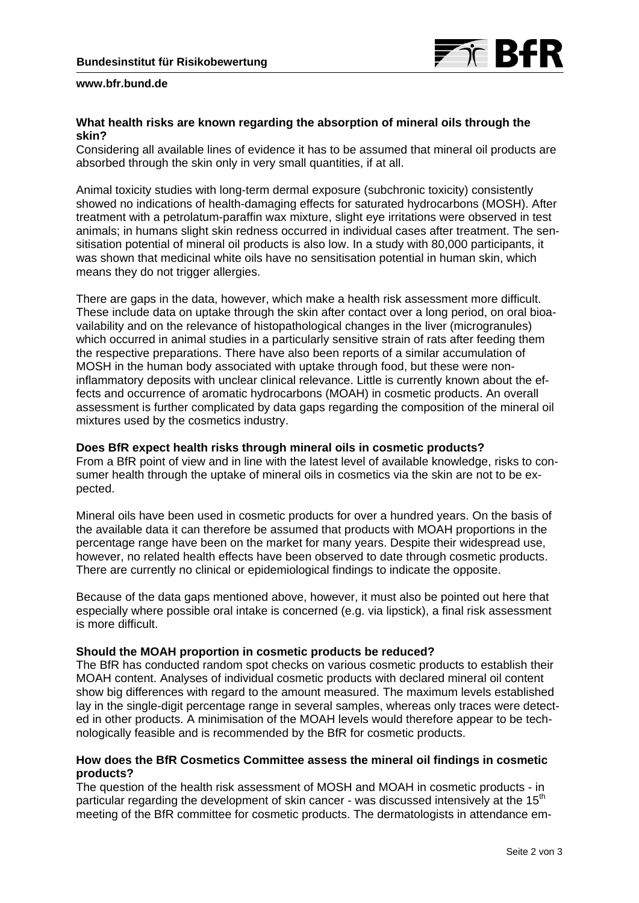**What health risks are known regarding the absorption of mineral oils through the skin?**
Considering all available lines of evidence it has to be assumed that mineral oil products are absorbed through the skin only in very small quantities, if at all.

Animal toxicity studies with long-term dermal exposure (subchronic toxicity) consistently showed no indications of health-damaging effects for saturated hydrocarbons (MOSH). After treatment with a petrolatum-paraffin wax mixture, slight eye irritations were observed in test animals; in humans slight skin redness occurred in individual cases after treatment. The sensitisation potential of mineral oil products is also low. In a study with 80,000 participants, it was shown that medicinal white oils have no sensitisation potential in human skin, which means they do not trigger allergies.

There are gaps in the data, however, which make a health risk assessment more difficult. These include data on uptake through the skin after contact over a long period, on oral bioavailability and on the relevance of histopathological changes in the liver (microgranules) which occurred in animal studies in a particularly sensitive strain of rats after feeding them the respective preparations. There have also been reports of a similar accumulation of MOSH in the human body associated with uptake through food, but these were non-inflammatory deposits with unclear clinical relevance. Little is currently known about the effects and occurrence of aromatic hydrocarbons (MOAH) in cosmetic products. An overall assessment is further complicated by data gaps regarding the composition of the mineral oil mixtures used by the cosmetics industry.

**Does BfR expect health risks through mineral oils in cosmetic products?**
From a BfR point of view and in line with the latest level of available knowledge, risks to consumer health through the uptake of mineral oils in cosmetics via the skin are not to be expected.

Mineral oils have been used in cosmetic products for over a hundred years. On the basis of the available data it can therefore be assumed that products with MOAH proportions in the percentage range have been on the market for many years. Despite their widespread use, however, no related health effects have been observed to date through cosmetic products. There are currently no clinical or epidemiological findings to indicate the opposite.

Because of the data gaps mentioned above, however, it must also be pointed out here that especially where possible oral intake is concerned (e.g. via lipstick), a final risk assessment is more difficult.

**Should the MOAH proportion in cosmetic products be reduced?**
The BfR has conducted random spot checks on various cosmetic products to establish their MOAH content. Analyses of individual cosmetic products with declared mineral oil content show big differences with regard to the amount measured. The maximum levels established lay in the single-digit percentage range in several samples, whereas only traces were detected in other products. A minimisation of the MOAH levels would therefore appear to be technologically feasible and is recommended by the BfR for cosmetic products.

**How does the BfR Cosmetics Committee assess the mineral oil findings in cosmetic products?**
The question of the health risk assessment of MOSH and MOAH in cosmetic products - in particular regarding the development of skin cancer - was discussed intensively at the 15th meeting of the BfR committee for cosmetic products. The dermatologists in attendance em-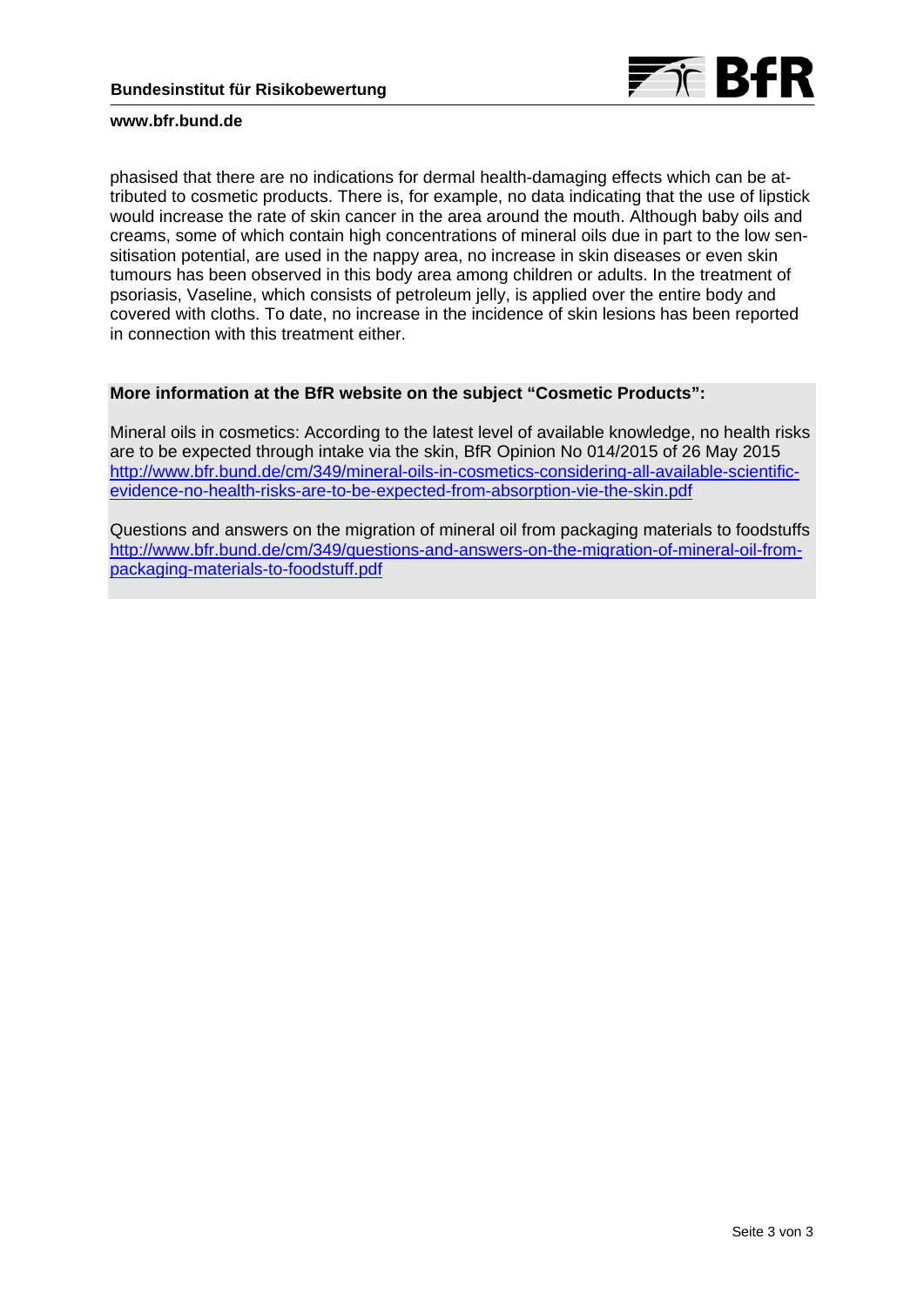phasised that there are no indications for dermal health-damaging effects which can be attributed to cosmetic products. There is, for example, no data indicating that the use of lipstick would increase the rate of skin cancer in the area around the mouth. Although baby oils and creams, some of which contain high concentrations of mineral oils due in part to the low sensitisation potential, are used in the nappy area, no increase in skin diseases or even skin tumours has been observed in this body area among children or adults. In the treatment of psoriasis, Vaseline, which consists of petroleum jelly, is applied over the entire body and covered with cloths. To date, no increase in the incidence of skin lesions has been reported in connection with this treatment either.

**More information at the BfR website on the subject "Cosmetic Products":**

Mineral oils in cosmetics: According to the latest level of available knowledge, no health risks are to be expected through intake via the skin, BfR Opinion No 014/2015 of 26 May 2015
http://www.bfr.bund.de/cm/349/mineral-oils-in-cosmetics-considering-all-available-scientific-evidence-no-health-risks-are-to-be-expected-from-absorption-vie-the-skin.pdf

Questions and answers on the migration of mineral oil from packaging materials to foodstuffs
http://www.bfr.bund.de/cm/349/questions-and-answers-on-the-migration-of-mineral-oil-from-packaging-materials-to-foodstuff.pdf